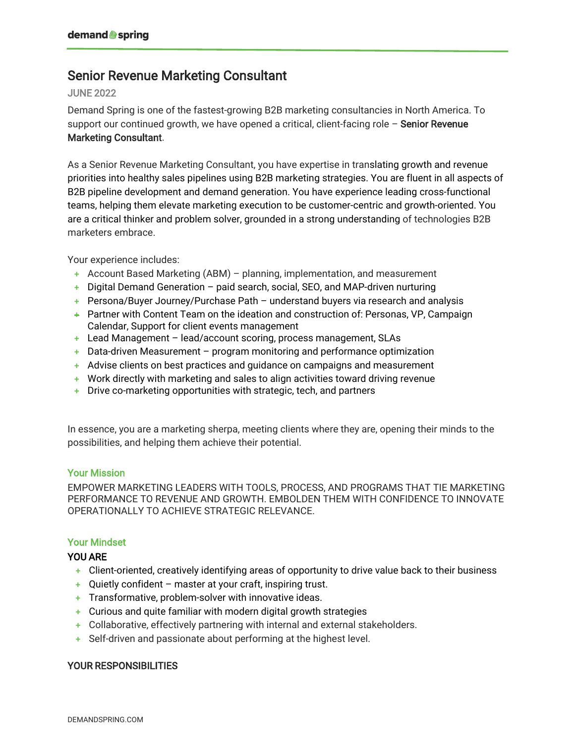# Senior Revenue Marketing Consultant

JUNE 2022

Demand Spring is one of the fastest-growing B2B marketing consultancies in North America. To support our continued growth, we have opened a critical, client-facing role – **Senior Revenue Marketing Consultant**.

As a Senior Revenue Marketing Consultant, you have expertise in translating growth and revenue priorities into healthy sales pipelines using B2B marketing strategies. You are fluent in all aspects of B2B pipeline development and demand generation. You have experience leading cross-functional teams, helping them elevate marketing execution to be customer-centric and growth-oriented. You are a critical thinker and problem solver, grounded in a strong understanding of technologies B2B marketers embrace.

Your experience includes:

- Account Based Marketing (ABM) – planning, implementation, and measurement
- Digital Demand Generation – paid search, social, SEO, and MAP-driven nurturing
- Persona/Buyer Journey/Purchase Path – understand buyers via research and analysis
- Partner with Content Team on the ideation and construction of: Personas, VP, Campaign Calendar, Support for client events management
- Lead Management – lead/account scoring, process management, SLAs
- Data-driven Measurement – program monitoring and performance optimization
- Advise clients on best practices and guidance on campaigns and measurement
- Work directly with marketing and sales to align activities toward driving revenue
- Drive co-marketing opportunities with strategic, tech, and partners

In essence, you are a marketing sherpa, meeting clients where they are, opening their minds to the possibilities, and helping them achieve their potential.

## Your Mission

EMPOWER MARKETING LEADERS WITH TOOLS, PROCESS, AND PROGRAMS THAT TIE MARKETING PERFORMANCE TO REVENUE AND GROWTH. EMBOLDEN THEM WITH CONFIDENCE TO INNOVATE OPERATIONALLY TO ACHIEVE STRATEGIC RELEVANCE.

## Your Mindset

### YOU ARE

- Client-oriented, creatively identifying areas of opportunity to drive value back to their business
- Quietly confident – master at your craft, inspiring trust.
- Transformative, problem-solver with innovative ideas.
- Curious and quite familiar with modern digital growth strategies
- Collaborative, effectively partnering with internal and external stakeholders.
- Self-driven and passionate about performing at the highest level.

### YOUR RESPONSIBILITIES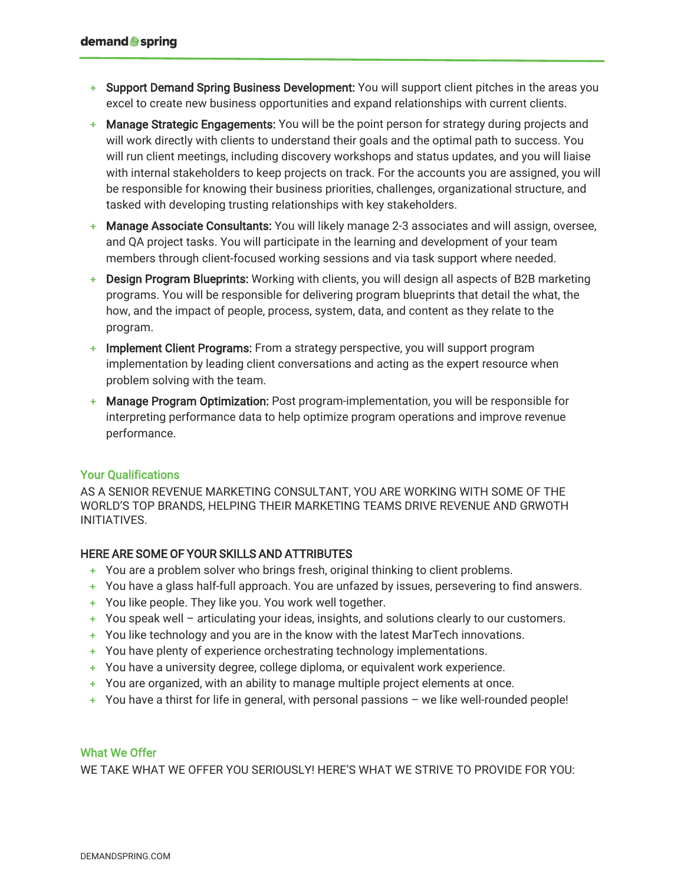- **Support Demand Spring Business Development:** You will support client pitches in the areas you excel to create new business opportunities and expand relationships with current clients.
- **Manage Strategic Engagements:** You will be the point person for strategy during projects and will work directly with clients to understand their goals and the optimal path to success. You will run client meetings, including discovery workshops and status updates, and you will liaise with internal stakeholders to keep projects on track. For the accounts you are assigned, you will be responsible for knowing their business priorities, challenges, organizational structure, and tasked with developing trusting relationships with key stakeholders.
- **Manage Associate Consultants:** You will likely manage 2-3 associates and will assign, oversee, and QA project tasks. You will participate in the learning and development of your team members through client-focused working sessions and via task support where needed.
- **Design Program Blueprints:** Working with clients, you will design all aspects of B2B marketing programs. You will be responsible for delivering program blueprints that detail the what, the how, and the impact of people, process, system, data, and content as they relate to the program.
- **Implement Client Programs:** From a strategy perspective, you will support program implementation by leading client conversations and acting as the expert resource when problem solving with the team.
- **Manage Program Optimization:** Post program-implementation, you will be responsible for interpreting performance data to help optimize program operations and improve revenue performance.

## Your Qualifications

AS A SENIOR REVENUE MARKETING CONSULTANT, YOU ARE WORKING WITH SOME OF THE WORLD'S TOP BRANDS, HELPING THEIR MARKETING TEAMS DRIVE REVENUE AND GRWOTH INITIATIVES.

### HERE ARE SOME OF YOUR SKILLS AND ATTRIBUTES

- You are a problem solver who brings fresh, original thinking to client problems.
- You have a glass half-full approach. You are unfazed by issues, persevering to find answers.
- You like people. They like you. You work well together.
- You speak well – articulating your ideas, insights, and solutions clearly to our customers.
- You like technology and you are in the know with the latest MarTech innovations.
- You have plenty of experience orchestrating technology implementations.
- You have a university degree, college diploma, or equivalent work experience.
- You are organized, with an ability to manage multiple project elements at once.
- You have a thirst for life in general, with personal passions – we like well-rounded people!

## What We Offer

WE TAKE WHAT WE OFFER YOU SERIOUSLY! HERE'S WHAT WE STRIVE TO PROVIDE FOR YOU: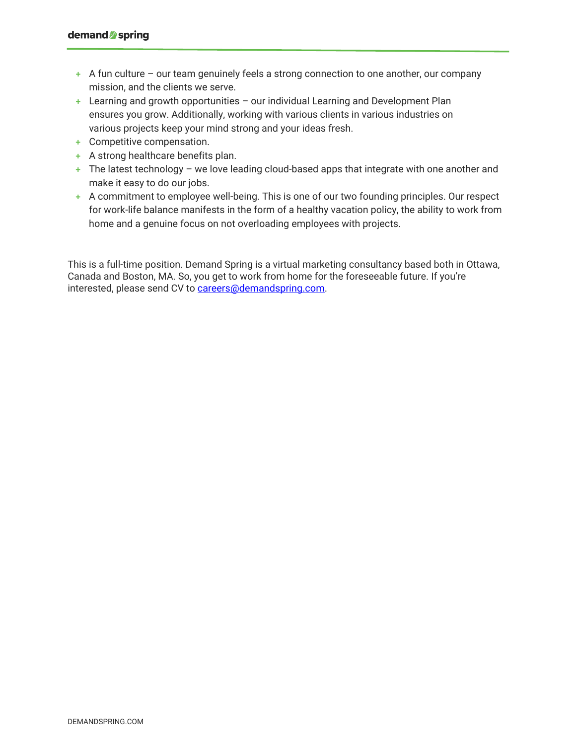- A fun culture – our team genuinely feels a strong connection to one another, our company mission, and the clients we serve.
- Learning and growth opportunities – our individual Learning and Development Plan ensures you grow. Additionally, working with various clients in various industries on various projects keep your mind strong and your ideas fresh.
- Competitive compensation.
- A strong healthcare benefits plan.
- The latest technology – we love leading cloud-based apps that integrate with one another and make it easy to do our jobs.
- A commitment to employee well-being. This is one of our two founding principles. Our respect for work-life balance manifests in the form of a healthy vacation policy, the ability to work from home and a genuine focus on not overloading employees with projects.

This is a full-time position. Demand Spring is a virtual marketing consultancy based both in Ottawa, Canada and Boston, MA. So, you get to work from home for the foreseeable future. If you're interested, please send CV to careers@demandspring.com.